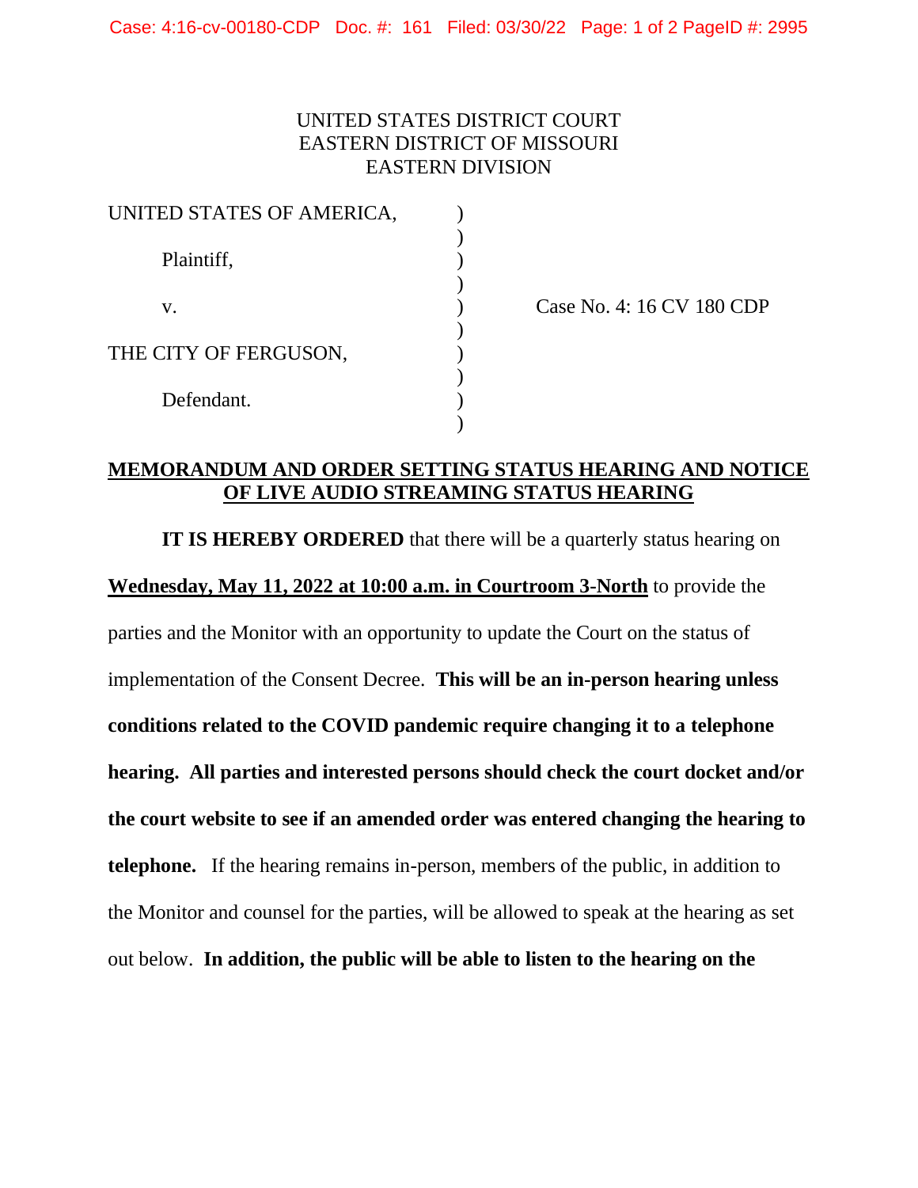UNITED STATES DISTRICT COURT
EASTERN DISTRICT OF MISSOURI
EASTERN DIVISION

| | | |
|---|---|---|
| UNITED STATES OF AMERICA, | ) | |
| Plaintiff, | ) | |
| v. | ) | Case No. 4: 16 CV 180 CDP |
| THE CITY OF FERGUSON, | ) | |
| Defendant. | ) | |

## MEMORANDUM AND ORDER SETTING STATUS HEARING AND NOTICE OF LIVE AUDIO STREAMING STATUS HEARING

**IT IS HEREBY ORDERED** that there will be a quarterly status hearing on **Wednesday, May 11, 2022 at 10:00 a.m. in Courtroom 3-North** to provide the parties and the Monitor with an opportunity to update the Court on the status of implementation of the Consent Decree. **This will be an in-person hearing unless conditions related to the COVID pandemic require changing it to a telephone hearing. All parties and interested persons should check the court docket and/or the court website to see if an amended order was entered changing the hearing to telephone.** If the hearing remains in-person, members of the public, in addition to the Monitor and counsel for the parties, will be allowed to speak at the hearing as set out below. **In addition, the public will be able to listen to the hearing on the**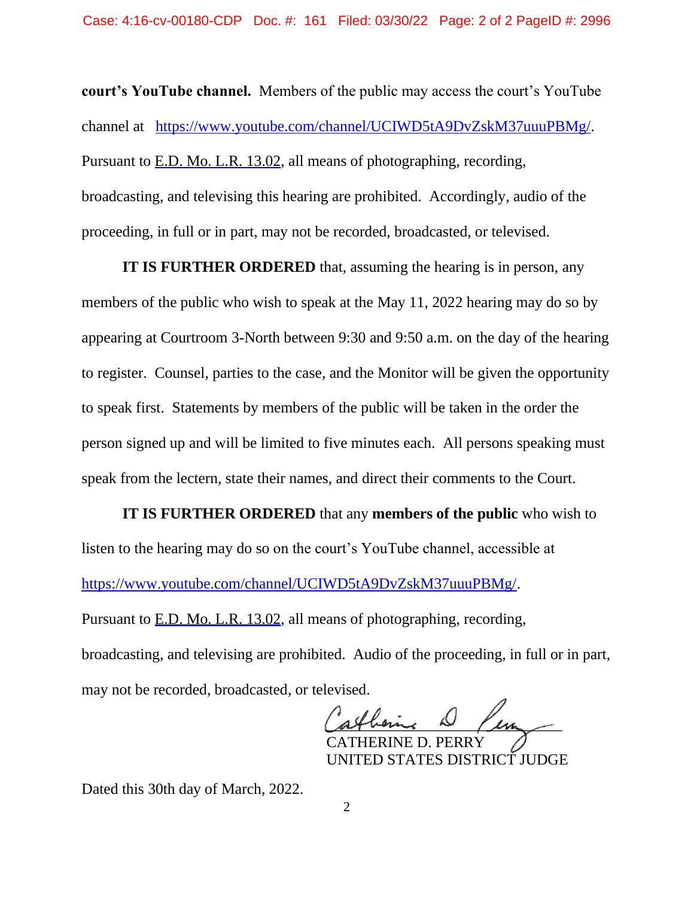**court's YouTube channel.** Members of the public may access the court's YouTube channel at https://www.youtube.com/channel/UCIWD5tA9DvZskM37uuuPBMg/. Pursuant to E.D. Mo. L.R. 13.02, all means of photographing, recording, broadcasting, and televising this hearing are prohibited. Accordingly, audio of the proceeding, in full or in part, may not be recorded, broadcasted, or televised.

**IT IS FURTHER ORDERED** that, assuming the hearing is in person, any members of the public who wish to speak at the May 11, 2022 hearing may do so by appearing at Courtroom 3-North between 9:30 and 9:50 a.m. on the day of the hearing to register. Counsel, parties to the case, and the Monitor will be given the opportunity to speak first. Statements by members of the public will be taken in the order the person signed up and will be limited to five minutes each. All persons speaking must speak from the lectern, state their names, and direct their comments to the Court.

**IT IS FURTHER ORDERED** that any **members of the public** who wish to listen to the hearing may do so on the court's YouTube channel, accessible at https://www.youtube.com/channel/UCIWD5tA9DvZskM37uuuPBMg/. Pursuant to E.D. Mo. L.R. 13.02, all means of photographing, recording, broadcasting, and televising are prohibited. Audio of the proceeding, in full or in part, may not be recorded, broadcasted, or televised.

CATHERINE D. PERRY
UNITED STATES DISTRICT JUDGE

Dated this 30th day of March, 2022.